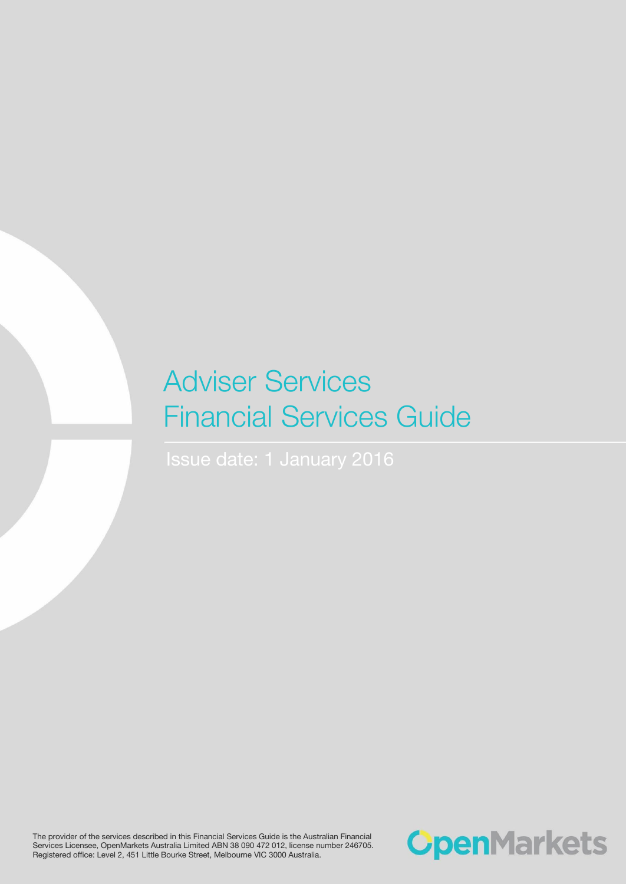# Adviser Services Financial Services Guide

Issue date: 1 January 2016

The provider of the services described in this Financial Services Guide is the Australian Financial Services Licensee, OpenMarkets Australia Limited ABN 38 090 472 012, license number 246705. Registered office: Level 2, 451 Little Bourke Street, Melbourne VIC 3000 Australia.

OpenMarkets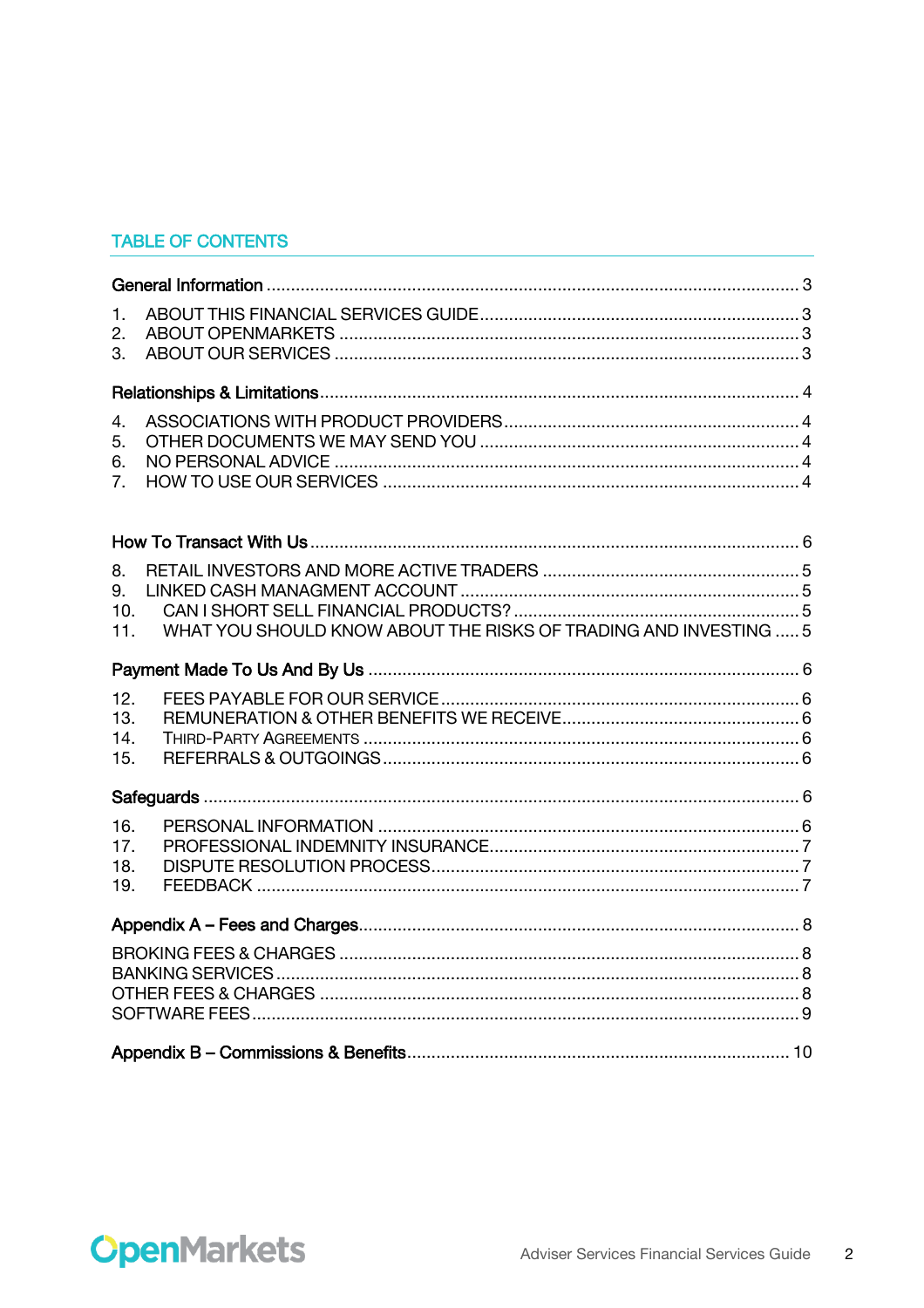## TABLE OF CONTENTS

**General Information** .......... 3

1. ABOUT THIS FINANCIAL SERVICES GUIDE .......... 3
2. ABOUT OPENMARKETS .......... 3
3. ABOUT OUR SERVICES .......... 3

**Relationships & Limitations** .......... 4

4. ASSOCIATIONS WITH PRODUCT PROVIDERS .......... 4
5. OTHER DOCUMENTS WE MAY SEND YOU .......... 4
6. NO PERSONAL ADVICE .......... 4
7. HOW TO USE OUR SERVICES .......... 4

**How To Transact With Us** .......... 6

8. RETAIL INVESTORS AND MORE ACTIVE TRADERS .......... 5
9. LINKED CASH MANAGMENT ACCOUNT .......... 5
10. CAN I SHORT SELL FINANCIAL PRODUCTS? .......... 5
11. WHAT YOU SHOULD KNOW ABOUT THE RISKS OF TRADING AND INVESTING .......... 5

**Payment Made To Us And By Us** .......... 6

12. FEES PAYABLE FOR OUR SERVICE .......... 6
13. REMUNERATION & OTHER BENEFITS WE RECEIVE .......... 6
14. THIRD-PARTY AGREEMENTS .......... 6
15. REFERRALS & OUTGOINGS .......... 6

**Safeguards** .......... 6

16. PERSONAL INFORMATION .......... 6
17. PROFESSIONAL INDEMNITY INSURANCE .......... 7
18. DISPUTE RESOLUTION PROCESS .......... 7
19. FEEDBACK .......... 7

**Appendix A – Fees and Charges** .......... 8

BROKING FEES & CHARGES .......... 8
BANKING SERVICES .......... 8
OTHER FEES & CHARGES .......... 8
SOFTWARE FEES .......... 9

**Appendix B – Commissions & Benefits** .......... 10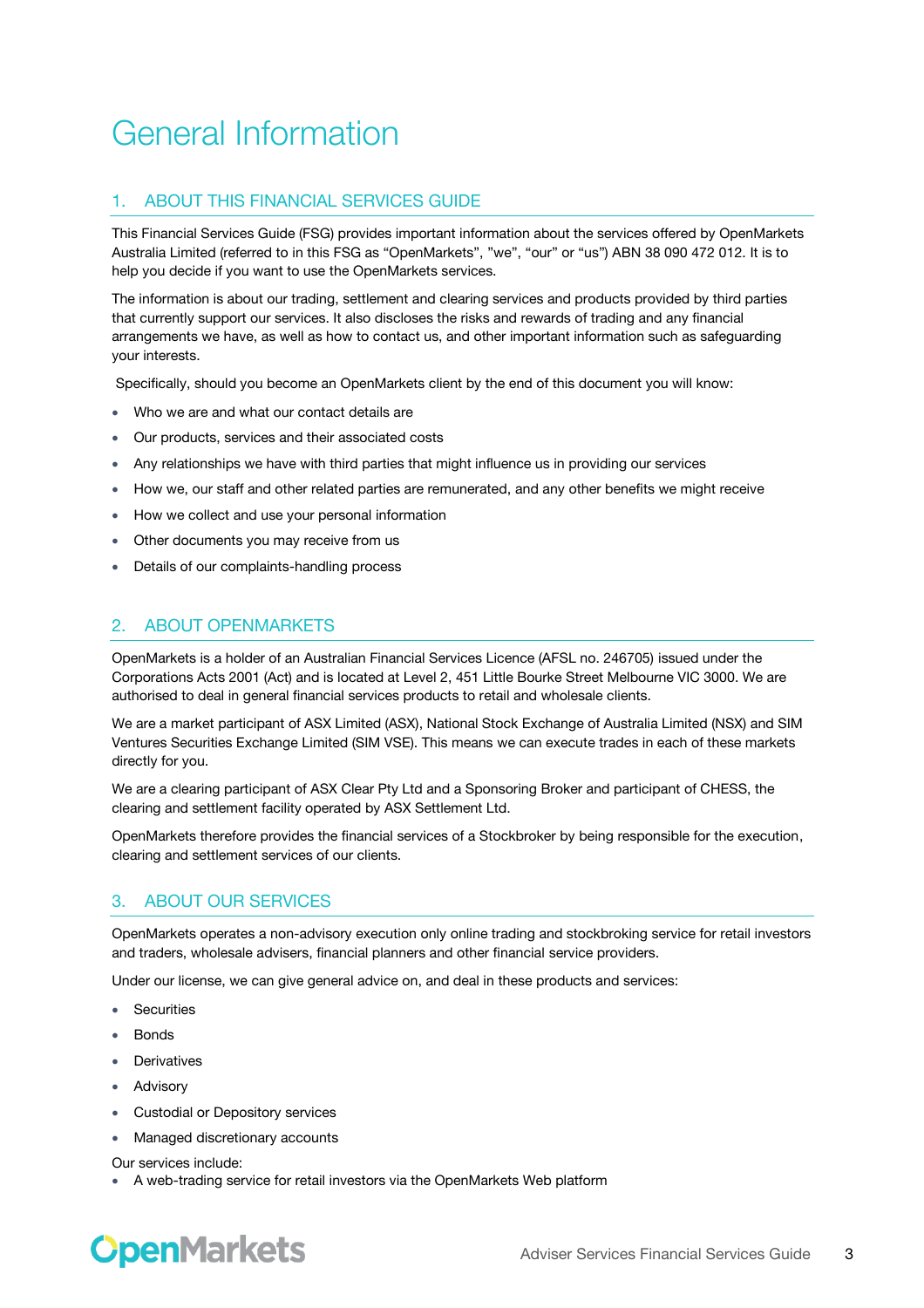# General Information

## 1. ABOUT THIS FINANCIAL SERVICES GUIDE

This Financial Services Guide (FSG) provides important information about the services offered by OpenMarkets Australia Limited (referred to in this FSG as "OpenMarkets", "we", "our" or "us") ABN 38 090 472 012. It is to help you decide if you want to use the OpenMarkets services.

The information is about our trading, settlement and clearing services and products provided by third parties that currently support our services. It also discloses the risks and rewards of trading and any financial arrangements we have, as well as how to contact us, and other important information such as safeguarding your interests.

Specifically, should you become an OpenMarkets client by the end of this document you will know:

- Who we are and what our contact details are
- Our products, services and their associated costs
- Any relationships we have with third parties that might influence us in providing our services
- How we, our staff and other related parties are remunerated, and any other benefits we might receive
- How we collect and use your personal information
- Other documents you may receive from us
- Details of our complaints-handling process

## 2. ABOUT OPENMARKETS

OpenMarkets is a holder of an Australian Financial Services Licence (AFSL no. 246705) issued under the Corporations Acts 2001 (Act) and is located at Level 2, 451 Little Bourke Street Melbourne VIC 3000. We are authorised to deal in general financial services products to retail and wholesale clients.

We are a market participant of ASX Limited (ASX), National Stock Exchange of Australia Limited (NSX) and SIM Ventures Securities Exchange Limited (SIM VSE). This means we can execute trades in each of these markets directly for you.

We are a clearing participant of ASX Clear Pty Ltd and a Sponsoring Broker and participant of CHESS, the clearing and settlement facility operated by ASX Settlement Ltd.

OpenMarkets therefore provides the financial services of a Stockbroker by being responsible for the execution, clearing and settlement services of our clients.

## 3. ABOUT OUR SERVICES

OpenMarkets operates a non-advisory execution only online trading and stockbroking service for retail investors and traders, wholesale advisers, financial planners and other financial service providers.

Under our license, we can give general advice on, and deal in these products and services:

- Securities
- Bonds
- Derivatives
- Advisory
- Custodial or Depository services
- Managed discretionary accounts

Our services include:

- A web-trading service for retail investors via the OpenMarkets Web platform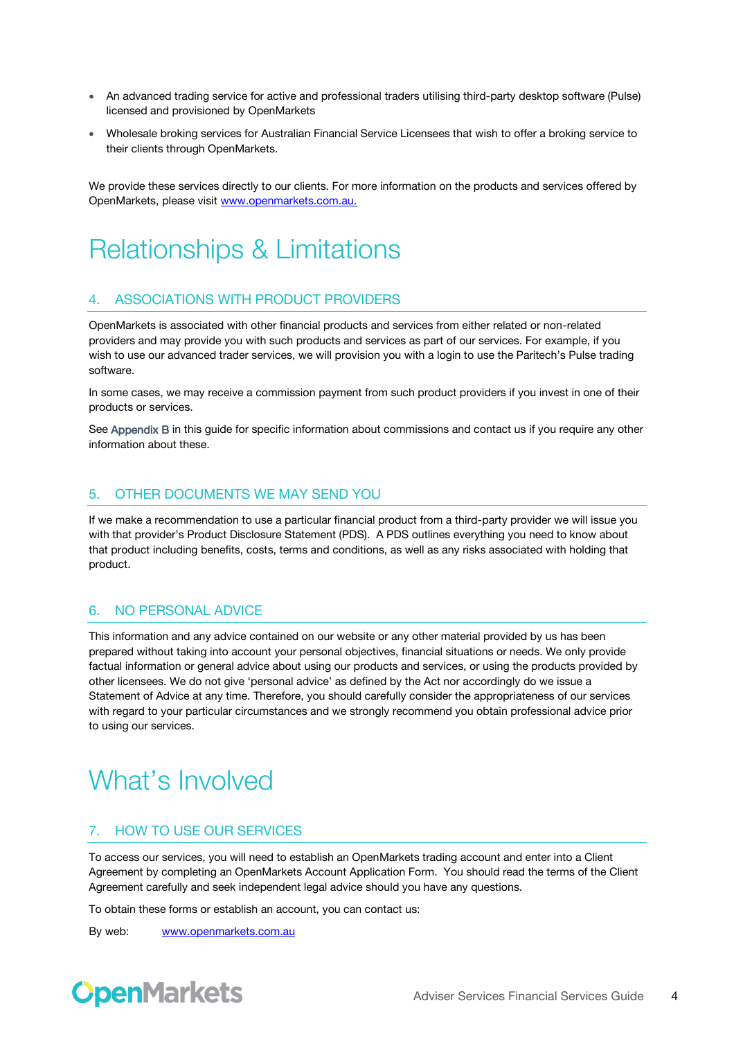- An advanced trading service for active and professional traders utilising third-party desktop software (Pulse) licensed and provisioned by OpenMarkets
- Wholesale broking services for Australian Financial Service Licensees that wish to offer a broking service to their clients through OpenMarkets.

We provide these services directly to our clients. For more information on the products and services offered by OpenMarkets, please visit www.openmarkets.com.au.

# Relationships & Limitations

## 4. ASSOCIATIONS WITH PRODUCT PROVIDERS

OpenMarkets is associated with other financial products and services from either related or non-related providers and may provide you with such products and services as part of our services. For example, if you wish to use our advanced trader services, we will provision you with a login to use the Paritech's Pulse trading software.

In some cases, we may receive a commission payment from such product providers if you invest in one of their products or services.

See Appendix B in this guide for specific information about commissions and contact us if you require any other information about these.

## 5. OTHER DOCUMENTS WE MAY SEND YOU

If we make a recommendation to use a particular financial product from a third-party provider we will issue you with that provider's Product Disclosure Statement (PDS). A PDS outlines everything you need to know about that product including benefits, costs, terms and conditions, as well as any risks associated with holding that product.

## 6. NO PERSONAL ADVICE

This information and any advice contained on our website or any other material provided by us has been prepared without taking into account your personal objectives, financial situations or needs. We only provide factual information or general advice about using our products and services, or using the products provided by other licensees. We do not give 'personal advice' as defined by the Act nor accordingly do we issue a Statement of Advice at any time. Therefore, you should carefully consider the appropriateness of our services with regard to your particular circumstances and we strongly recommend you obtain professional advice prior to using our services.

# What's Involved

## 7. HOW TO USE OUR SERVICES

To access our services, you will need to establish an OpenMarkets trading account and enter into a Client Agreement by completing an OpenMarkets Account Application Form. You should read the terms of the Client Agreement carefully and seek independent legal advice should you have any questions.

To obtain these forms or establish an account, you can contact us:

By web: www.openmarkets.com.au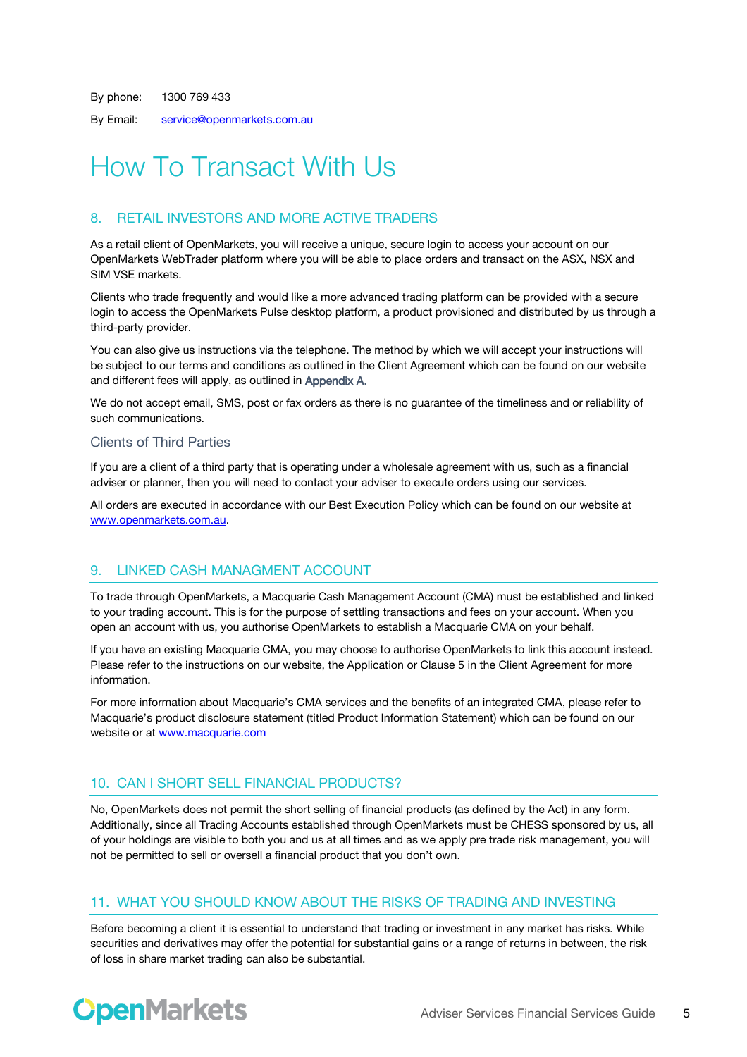By phone: 1300 769 433

By Email: service@openmarkets.com.au

# How To Transact With Us

## 8. RETAIL INVESTORS AND MORE ACTIVE TRADERS

As a retail client of OpenMarkets, you will receive a unique, secure login to access your account on our OpenMarkets WebTrader platform where you will be able to place orders and transact on the ASX, NSX and SIM VSE markets.

Clients who trade frequently and would like a more advanced trading platform can be provided with a secure login to access the OpenMarkets Pulse desktop platform, a product provisioned and distributed by us through a third-party provider.

You can also give us instructions via the telephone. The method by which we will accept your instructions will be subject to our terms and conditions as outlined in the Client Agreement which can be found on our website and different fees will apply, as outlined in Appendix A.

We do not accept email, SMS, post or fax orders as there is no guarantee of the timeliness and or reliability of such communications.

### Clients of Third Parties

If you are a client of a third party that is operating under a wholesale agreement with us, such as a financial adviser or planner, then you will need to contact your adviser to execute orders using our services.

All orders are executed in accordance with our Best Execution Policy which can be found on our website at www.openmarkets.com.au.

## 9. LINKED CASH MANAGMENT ACCOUNT

To trade through OpenMarkets, a Macquarie Cash Management Account (CMA) must be established and linked to your trading account. This is for the purpose of settling transactions and fees on your account. When you open an account with us, you authorise OpenMarkets to establish a Macquarie CMA on your behalf.

If you have an existing Macquarie CMA, you may choose to authorise OpenMarkets to link this account instead. Please refer to the instructions on our website, the Application or Clause 5 in the Client Agreement for more information.

For more information about Macquarie's CMA services and the benefits of an integrated CMA, please refer to Macquarie's product disclosure statement (titled Product Information Statement) which can be found on our website or at www.macquarie.com

## 10. CAN I SHORT SELL FINANCIAL PRODUCTS?

No, OpenMarkets does not permit the short selling of financial products (as defined by the Act) in any form. Additionally, since all Trading Accounts established through OpenMarkets must be CHESS sponsored by us, all of your holdings are visible to both you and us at all times and as we apply pre trade risk management, you will not be permitted to sell or oversell a financial product that you don't own.

## 11. WHAT YOU SHOULD KNOW ABOUT THE RISKS OF TRADING AND INVESTING

Before becoming a client it is essential to understand that trading or investment in any market has risks. While securities and derivatives may offer the potential for substantial gains or a range of returns in between, the risk of loss in share market trading can also be substantial.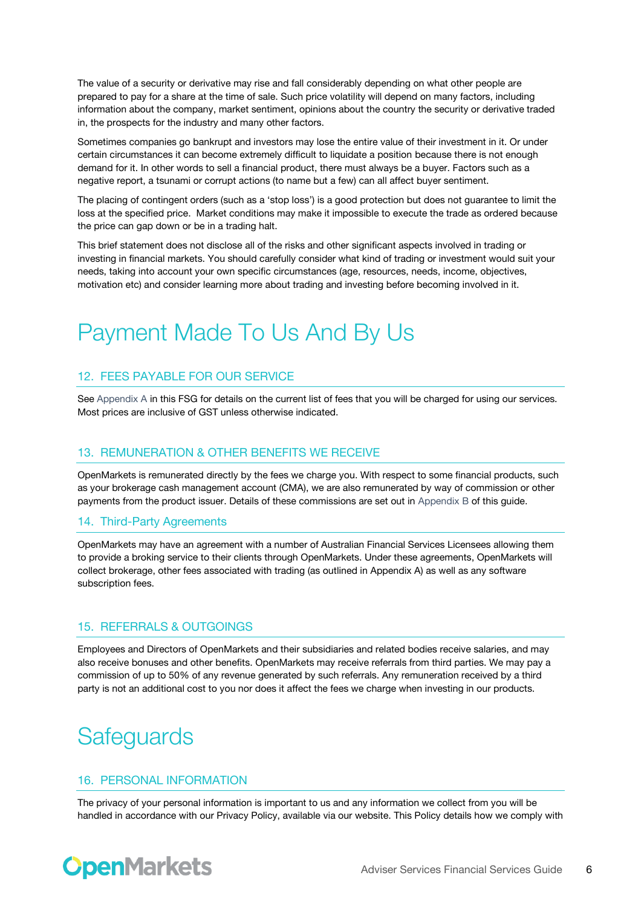The value of a security or derivative may rise and fall considerably depending on what other people are prepared to pay for a share at the time of sale. Such price volatility will depend on many factors, including information about the company, market sentiment, opinions about the country the security or derivative traded in, the prospects for the industry and many other factors.

Sometimes companies go bankrupt and investors may lose the entire value of their investment in it. Or under certain circumstances it can become extremely difficult to liquidate a position because there is not enough demand for it. In other words to sell a financial product, there must always be a buyer. Factors such as a negative report, a tsunami or corrupt actions (to name but a few) can all affect buyer sentiment.

The placing of contingent orders (such as a 'stop loss') is a good protection but does not guarantee to limit the loss at the specified price. Market conditions may make it impossible to execute the trade as ordered because the price can gap down or be in a trading halt.

This brief statement does not disclose all of the risks and other significant aspects involved in trading or investing in financial markets. You should carefully consider what kind of trading or investment would suit your needs, taking into account your own specific circumstances (age, resources, needs, income, objectives, motivation etc) and consider learning more about trading and investing before becoming involved in it.

# Payment Made To Us And By Us

## 12. FEES PAYABLE FOR OUR SERVICE

See Appendix A in this FSG for details on the current list of fees that you will be charged for using our services. Most prices are inclusive of GST unless otherwise indicated.

## 13. REMUNERATION & OTHER BENEFITS WE RECEIVE

OpenMarkets is remunerated directly by the fees we charge you. With respect to some financial products, such as your brokerage cash management account (CMA), we are also remunerated by way of commission or other payments from the product issuer. Details of these commissions are set out in Appendix B of this guide.

## 14. Third-Party Agreements

OpenMarkets may have an agreement with a number of Australian Financial Services Licensees allowing them to provide a broking service to their clients through OpenMarkets. Under these agreements, OpenMarkets will collect brokerage, other fees associated with trading (as outlined in Appendix A) as well as any software subscription fees.

## 15. REFERRALS & OUTGOINGS

Employees and Directors of OpenMarkets and their subsidiaries and related bodies receive salaries, and may also receive bonuses and other benefits. OpenMarkets may receive referrals from third parties. We may pay a commission of up to 50% of any revenue generated by such referrals. Any remuneration received by a third party is not an additional cost to you nor does it affect the fees we charge when investing in our products.

# Safeguards

## 16. PERSONAL INFORMATION

The privacy of your personal information is important to us and any information we collect from you will be handled in accordance with our Privacy Policy, available via our website. This Policy details how we comply with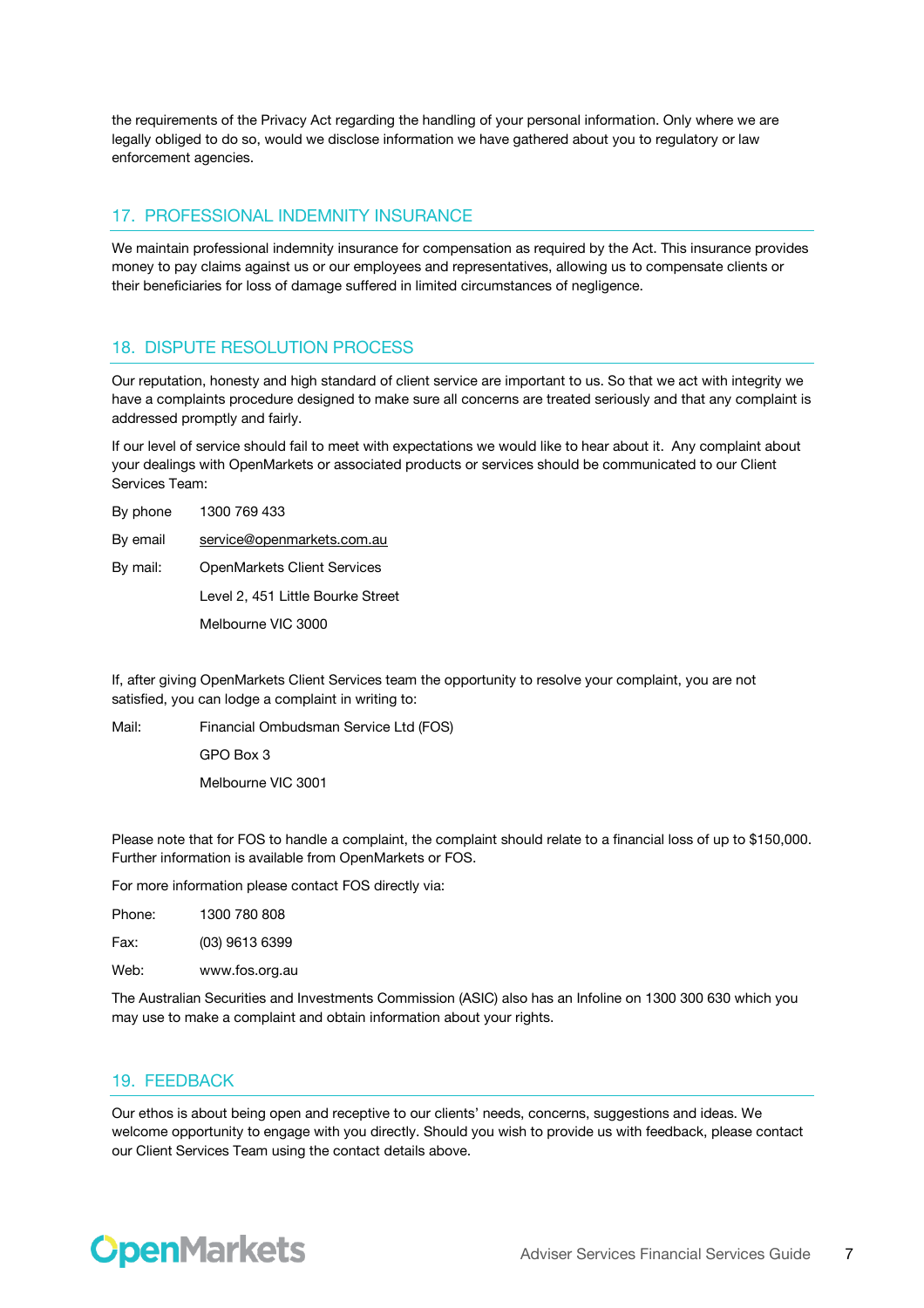the requirements of the Privacy Act regarding the handling of your personal information. Only where we are legally obliged to do so, would we disclose information we have gathered about you to regulatory or law enforcement agencies.

## 17. PROFESSIONAL INDEMNITY INSURANCE

We maintain professional indemnity insurance for compensation as required by the Act. This insurance provides money to pay claims against us or our employees and representatives, allowing us to compensate clients or their beneficiaries for loss of damage suffered in limited circumstances of negligence.

## 18. DISPUTE RESOLUTION PROCESS

Our reputation, honesty and high standard of client service are important to us. So that we act with integrity we have a complaints procedure designed to make sure all concerns are treated seriously and that any complaint is addressed promptly and fairly.

If our level of service should fail to meet with expectations we would like to hear about it. Any complaint about your dealings with OpenMarkets or associated products or services should be communicated to our Client Services Team:

By phone 1300 769 433

By email service@openmarkets.com.au

By mail: OpenMarkets Client Services
Level 2, 451 Little Bourke Street
Melbourne VIC 3000

If, after giving OpenMarkets Client Services team the opportunity to resolve your complaint, you are not satisfied, you can lodge a complaint in writing to:

Mail: Financial Ombudsman Service Ltd (FOS)
GPO Box 3
Melbourne VIC 3001

Please note that for FOS to handle a complaint, the complaint should relate to a financial loss of up to $150,000. Further information is available from OpenMarkets or FOS.

For more information please contact FOS directly via:

Phone: 1300 780 808

Fax: (03) 9613 6399

Web: www.fos.org.au

The Australian Securities and Investments Commission (ASIC) also has an Infoline on 1300 300 630 which you may use to make a complaint and obtain information about your rights.

## 19. FEEDBACK

Our ethos is about being open and receptive to our clients' needs, concerns, suggestions and ideas. We welcome opportunity to engage with you directly. Should you wish to provide us with feedback, please contact our Client Services Team using the contact details above.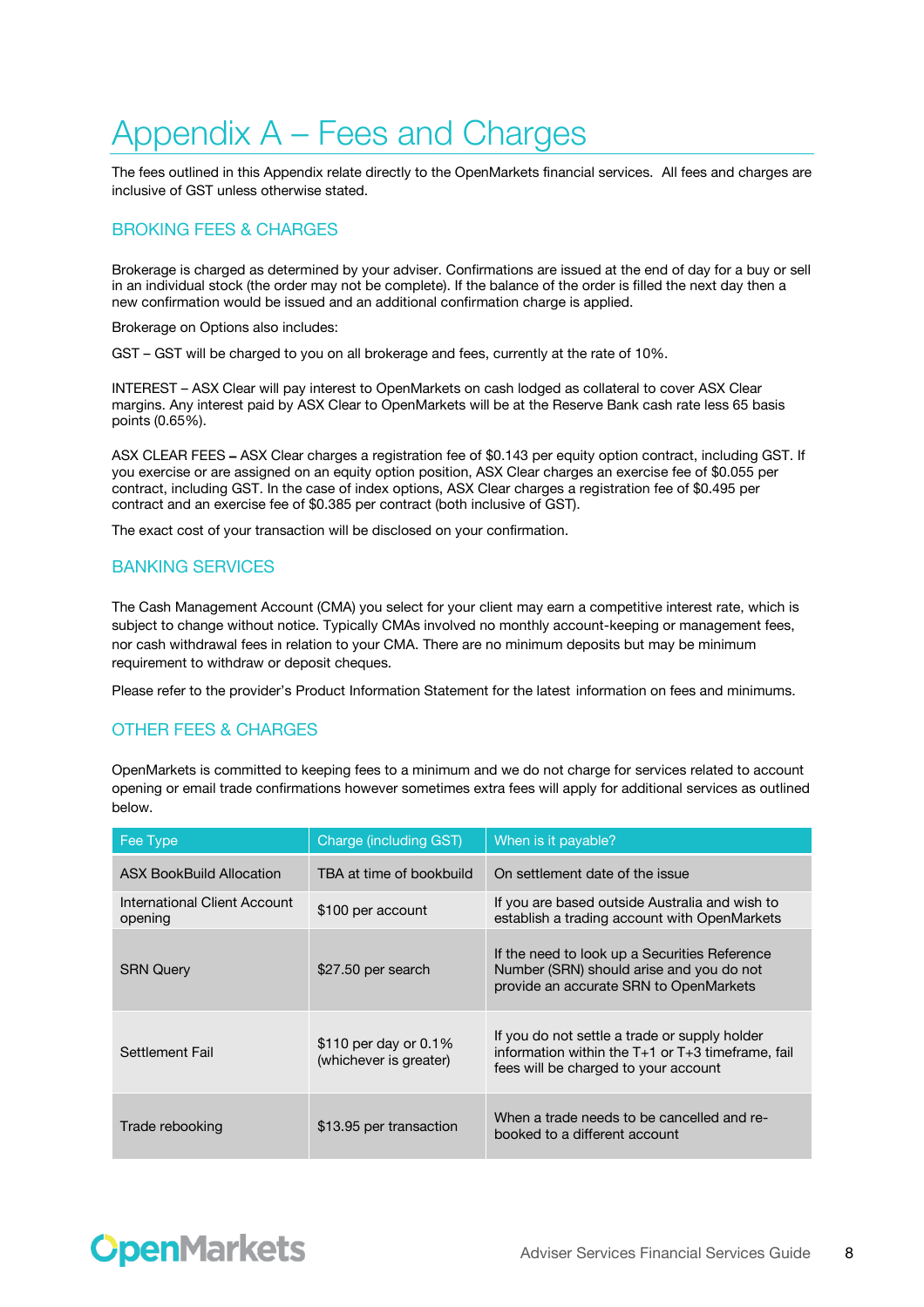# Appendix A – Fees and Charges

The fees outlined in this Appendix relate directly to the OpenMarkets financial services. All fees and charges are inclusive of GST unless otherwise stated.

## BROKING FEES & CHARGES

Brokerage is charged as determined by your adviser. Confirmations are issued at the end of day for a buy or sell in an individual stock (the order may not be complete). If the balance of the order is filled the next day then a new confirmation would be issued and an additional confirmation charge is applied.

Brokerage on Options also includes:

GST – GST will be charged to you on all brokerage and fees, currently at the rate of 10%.

INTEREST – ASX Clear will pay interest to OpenMarkets on cash lodged as collateral to cover ASX Clear margins. Any interest paid by ASX Clear to OpenMarkets will be at the Reserve Bank cash rate less 65 basis points (0.65%).

ASX CLEAR FEES – ASX Clear charges a registration fee of $0.143 per equity option contract, including GST. If you exercise or are assigned on an equity option position, ASX Clear charges an exercise fee of $0.055 per contract, including GST. In the case of index options, ASX Clear charges a registration fee of $0.495 per contract and an exercise fee of $0.385 per contract (both inclusive of GST).

The exact cost of your transaction will be disclosed on your confirmation.

## BANKING SERVICES

The Cash Management Account (CMA) you select for your client may earn a competitive interest rate, which is subject to change without notice. Typically CMAs involved no monthly account-keeping or management fees, nor cash withdrawal fees in relation to your CMA. There are no minimum deposits but may be minimum requirement to withdraw or deposit cheques.

Please refer to the provider's Product Information Statement for the latest information on fees and minimums.

## OTHER FEES & CHARGES

OpenMarkets is committed to keeping fees to a minimum and we do not charge for services related to account opening or email trade confirmations however sometimes extra fees will apply for additional services as outlined below.

| Fee Type | Charge (including GST) | When is it payable? |
|---|---|---|
| ASX BookBuild Allocation | TBA at time of bookbuild | On settlement date of the issue |
| International Client Account opening | $100 per account | If you are based outside Australia and wish to establish a trading account with OpenMarkets |
| SRN Query | $27.50 per search | If the need to look up a Securities Reference Number (SRN) should arise and you do not provide an accurate SRN to OpenMarkets |
| Settlement Fail | $110 per day or 0.1% (whichever is greater) | If you do not settle a trade or supply holder information within the T+1 or T+3 timeframe, fail fees will be charged to your account |
| Trade rebooking | $13.95 per transaction | When a trade needs to be cancelled and re-booked to a different account |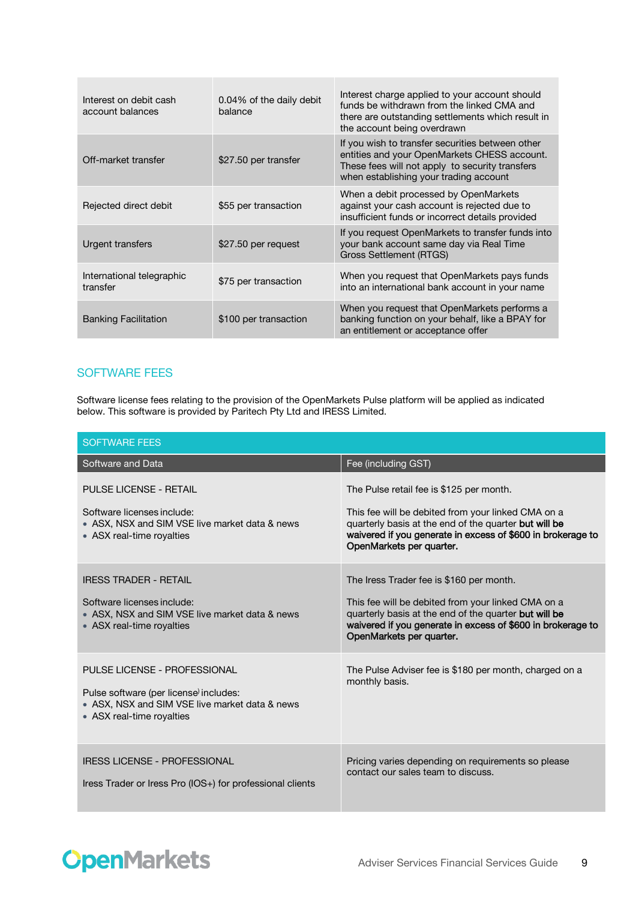| | | |
|---|---|---|
| Interest on debit cash account balances | 0.04% of the daily debit balance | Interest charge applied to your account should funds be withdrawn from the linked CMA and there are outstanding settlements which result in the account being overdrawn |
| Off-market transfer | $27.50 per transfer | If you wish to transfer securities between other entities and your OpenMarkets CHESS account. These fees will not apply to security transfers when establishing your trading account |
| Rejected direct debit | $55 per transaction | When a debit processed by OpenMarkets against your cash account is rejected due to insufficient funds or incorrect details provided |
| Urgent transfers | $27.50 per request | If you request OpenMarkets to transfer funds into your bank account same day via Real Time Gross Settlement (RTGS) |
| International telegraphic transfer | $75 per transaction | When you request that OpenMarkets pays funds into an international bank account in your name |
| Banking Facilitation | $100 per transaction | When you request that OpenMarkets performs a banking function on your behalf, like a BPAY for an entitlement or acceptance offer |

## SOFTWARE FEES

Software license fees relating to the provision of the OpenMarkets Pulse platform will be applied as indicated below. This software is provided by Paritech Pty Ltd and IRESS Limited.

| SOFTWARE FEES | |
|---|---|
| Software and Data | Fee (including GST) |
| PULSE LICENSE - RETAIL<br><br>Software licenses include:<br>• ASX, NSX and SIM VSE live market data & news<br>• ASX real-time royalties | The Pulse retail fee is $125 per month.<br><br>This fee will be debited from your linked CMA on a quarterly basis at the end of the quarter **but will be waivered if you generate in excess of $600 in brokerage to OpenMarkets per quarter.** |
| IRESS TRADER - RETAIL<br><br>Software licenses include:<br>• ASX, NSX and SIM VSE live market data & news<br>• ASX real-time royalties | The Iress Trader fee is $160 per month.<br><br>This fee will be debited from your linked CMA on a quarterly basis at the end of the quarter **but will be waivered if you generate in excess of $600 in brokerage to OpenMarkets per quarter.** |
| PULSE LICENSE - PROFESSIONAL<br><br>Pulse software (per license) includes:<br>• ASX, NSX and SIM VSE live market data & news<br>• ASX real-time royalties | The Pulse Adviser fee is $180 per month, charged on a monthly basis. |
| IRESS LICENSE - PROFESSIONAL<br><br>Iress Trader or Iress Pro (IOS+) for professional clients | Pricing varies depending on requirements so please contact our sales team to discuss. |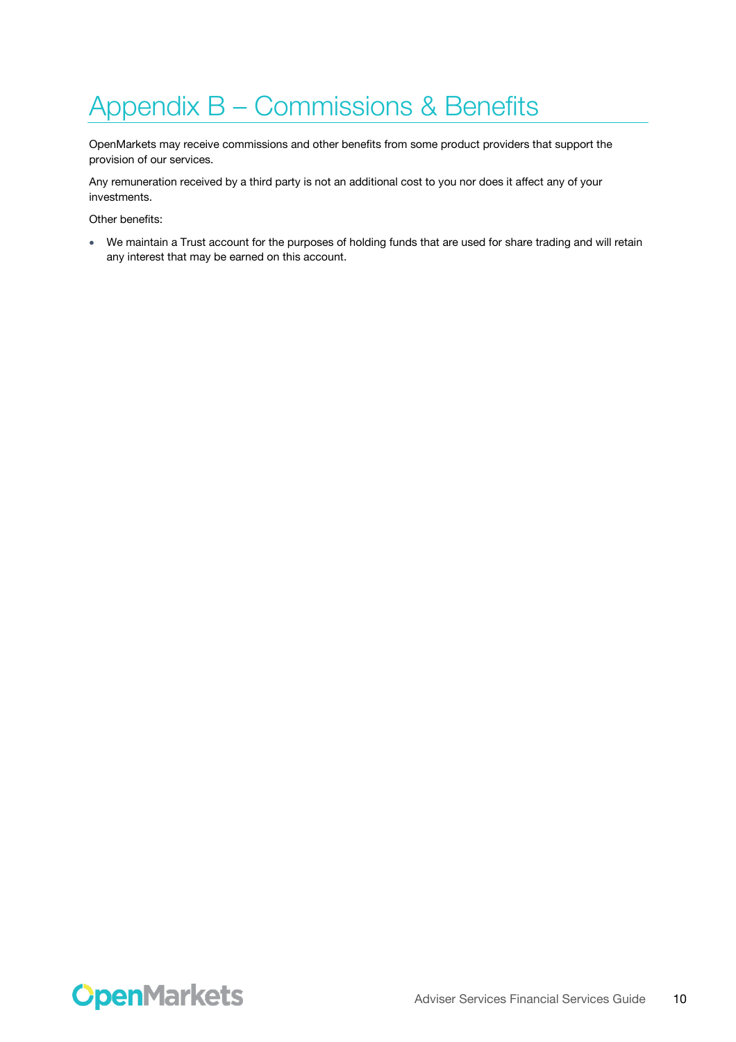# Appendix B – Commissions & Benefits

OpenMarkets may receive commissions and other benefits from some product providers that support the provision of our services.

Any remuneration received by a third party is not an additional cost to you nor does it affect any of your investments.

Other benefits:

- We maintain a Trust account for the purposes of holding funds that are used for share trading and will retain any interest that may be earned on this account.